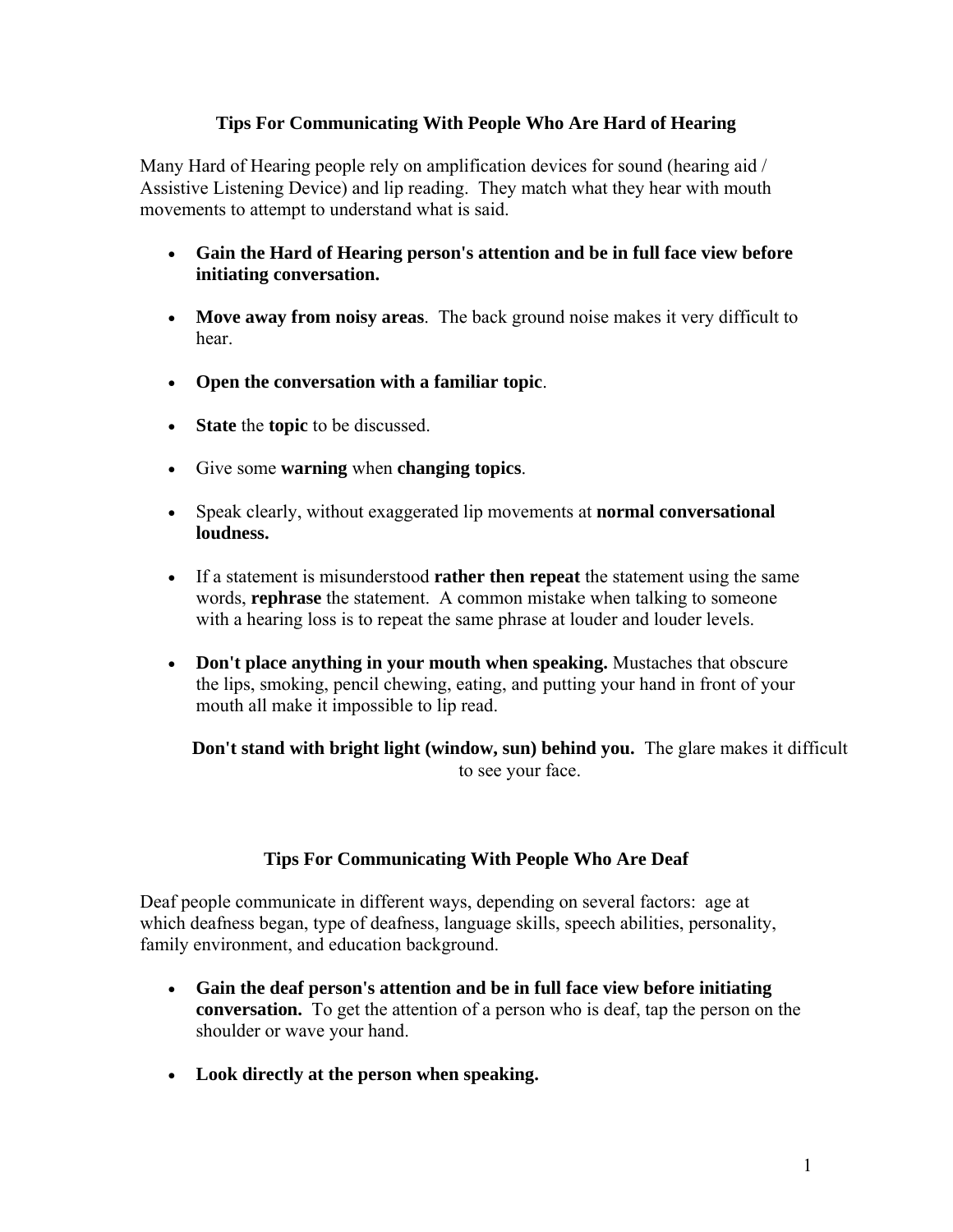## Tips For Communicating With People Who Are Hard of Hearing

Many Hard of Hearing people rely on amplification devices for sound (hearing aid / Assistive Listening Device) and lip reading. They match what they hear with mouth movements to attempt to understand what is said.

- **Gain the Hard of Hearing person's attention and be in full face view before initiating conversation.**
- **Move away from noisy areas**. The back ground noise makes it very difficult to hear.
- **Open the conversation with a familiar topic**.
- **State** the **topic** to be discussed.
- Give some **warning** when **changing topics**.
- Speak clearly, without exaggerated lip movements at **normal conversational loudness.**
- If a statement is misunderstood **rather then repeat** the statement using the same words, **rephrase** the statement. A common mistake when talking to someone with a hearing loss is to repeat the same phrase at louder and louder levels.
- **Don't place anything in your mouth when speaking.** Mustaches that obscure the lips, smoking, pencil chewing, eating, and putting your hand in front of your mouth all make it impossible to lip read.

**Don't stand with bright light (window, sun) behind you.** The glare makes it difficult to see your face.

## Tips For Communicating With People Who Are Deaf

Deaf people communicate in different ways, depending on several factors: age at which deafness began, type of deafness, language skills, speech abilities, personality, family environment, and education background.

- **Gain the deaf person's attention and be in full face view before initiating conversation.** To get the attention of a person who is deaf, tap the person on the shoulder or wave your hand.
- **Look directly at the person when speaking.**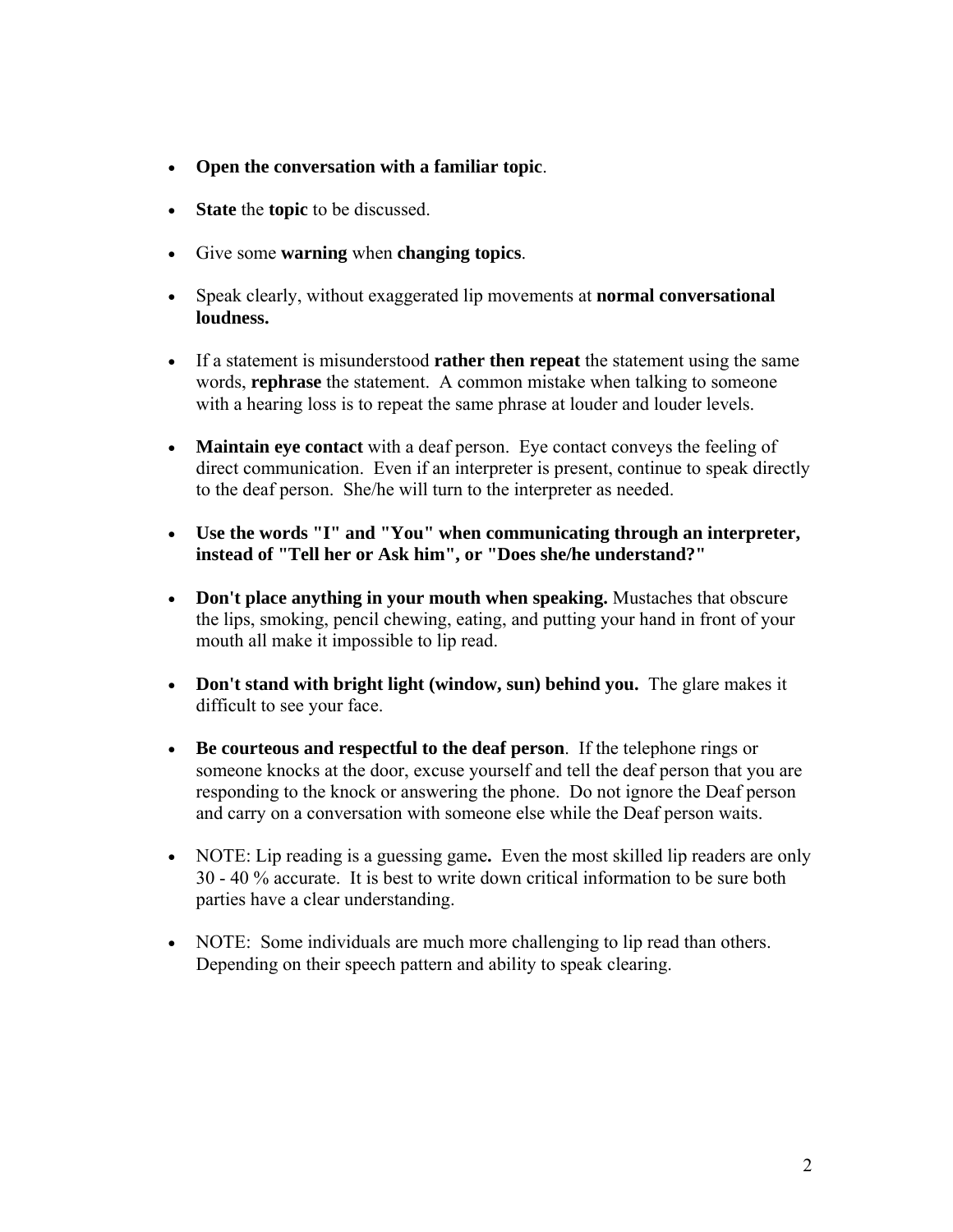- **Open the conversation with a familiar topic**.
- **State** the **topic** to be discussed.
- Give some **warning** when **changing topics**.
- Speak clearly, without exaggerated lip movements at **normal conversational loudness.**
- If a statement is misunderstood **rather then repeat** the statement using the same words, **rephrase** the statement. A common mistake when talking to someone with a hearing loss is to repeat the same phrase at louder and louder levels.
- **Maintain eye contact** with a deaf person. Eye contact conveys the feeling of direct communication. Even if an interpreter is present, continue to speak directly to the deaf person. She/he will turn to the interpreter as needed.
- **Use the words "I" and "You" when communicating through an interpreter, instead of "Tell her or Ask him", or "Does she/he understand?"**
- **Don't place anything in your mouth when speaking.** Mustaches that obscure the lips, smoking, pencil chewing, eating, and putting your hand in front of your mouth all make it impossible to lip read.
- **Don't stand with bright light (window, sun) behind you.** The glare makes it difficult to see your face.
- **Be courteous and respectful to the deaf person**. If the telephone rings or someone knocks at the door, excuse yourself and tell the deaf person that you are responding to the knock or answering the phone. Do not ignore the Deaf person and carry on a conversation with someone else while the Deaf person waits.
- NOTE: Lip reading is a guessing game**.** Even the most skilled lip readers are only 30 - 40 % accurate. It is best to write down critical information to be sure both parties have a clear understanding.
- NOTE: Some individuals are much more challenging to lip read than others. Depending on their speech pattern and ability to speak clearing.